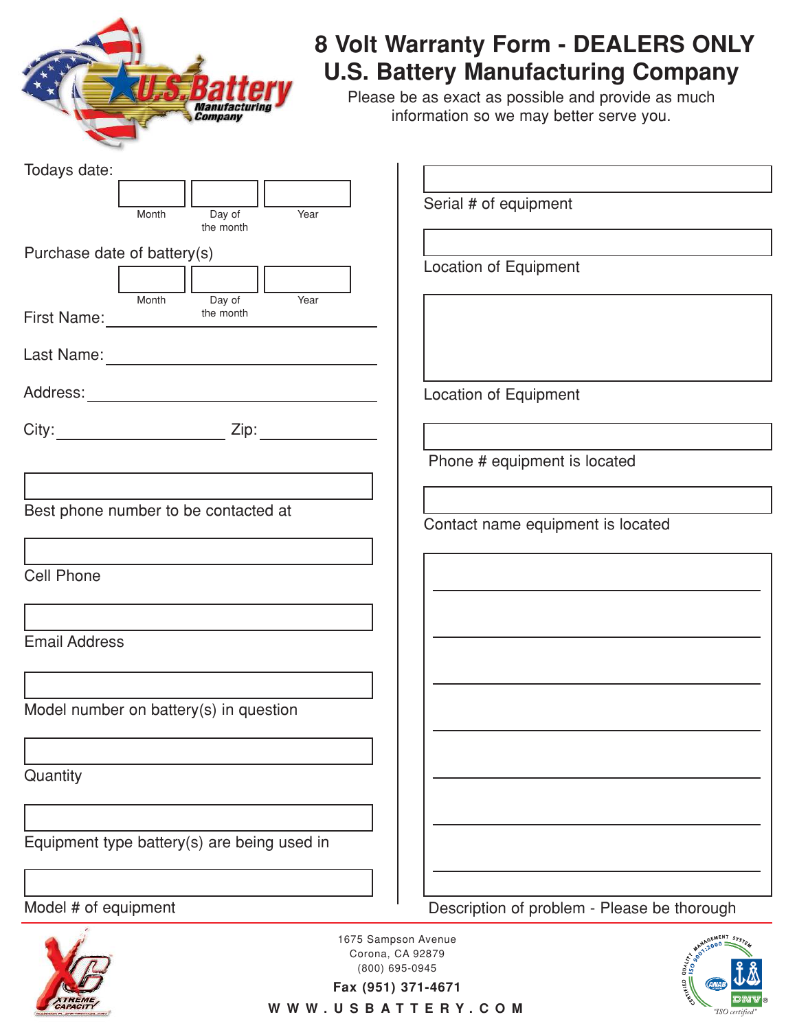# 8 Volt Warranty Form - DEALERS ONLY

# U.S. Battery Manufacturing Company

Please be as exact as possible and provide as much information so we may better serve you.

Todays date:

| Month | Day of the month | Year |
|---|---|---|
| | | |

Purchase date of battery(s)

| Month | Day of the month | Year |
|---|---|---|
| | | |

First Name: ____________________

Last Name: ____________________

Address: ____________________

City: ____________________ Zip: ____________

Best phone number to be contacted at

Cell Phone

Email Address

Model number on battery(s) in question

Quantity

Equipment type battery(s) are being used in

Model # of equipment

Serial # of equipment

Location of Equipment

Location of Equipment

Phone # equipment is located

Contact name equipment is located

Description of problem - Please be thorough

1675 Sampson Avenue
Corona, CA 92879
(800) 695-0945

**Fax (951) 371-4671**

**WWW.USBATTERY.COM**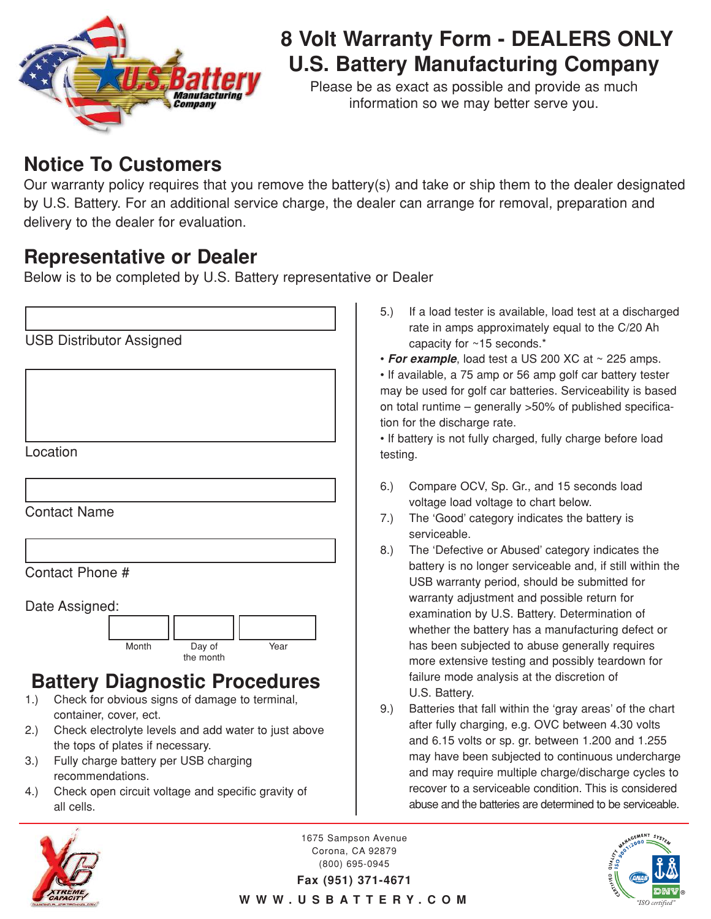# 8 Volt Warranty Form - DEALERS ONLY
# U.S. Battery Manufacturing Company

Please be as exact as possible and provide as much information so we may better serve you.

## Notice To Customers

Our warranty policy requires that you remove the battery(s) and take or ship them to the dealer designated by U.S. Battery. For an additional service charge, the dealer can arrange for removal, preparation and delivery to the dealer for evaluation.

## Representative or Dealer

Below is to be completed by U.S. Battery representative or Dealer

USB Distributor Assigned

Location

Contact Name

Contact Phone #

Date Assigned:

| Month | Day of the month | Year |
|---|---|---|
| | | |

## Battery Diagnostic Procedures

1.) Check for obvious signs of damage to terminal, container, cover, ect.
2.) Check electrolyte levels and add water to just above the tops of plates if necessary.
3.) Fully charge battery per USB charging recommendations.
4.) Check open circuit voltage and specific gravity of all cells.
5.) If a load tester is available, load test at a discharged rate in amps approximately equal to the C/20 Ah capacity for ~15 seconds.*

• ***For example***, load test a US 200 XC at ~ 225 amps.

• If available, a 75 amp or 56 amp golf car battery tester may be used for golf car batteries. Serviceability is based on total runtime – generally >50% of published specification for the discharge rate.

• If battery is not fully charged, fully charge before load testing.

6.) Compare OCV, Sp. Gr., and 15 seconds load voltage load voltage to chart below.
7.) The 'Good' category indicates the battery is serviceable.
8.) The 'Defective or Abused' category indicates the battery is no longer serviceable and, if still within the USB warranty period, should be submitted for warranty adjustment and possible return for examination by U.S. Battery. Determination of whether the battery has a manufacturing defect or has been subjected to abuse generally requires more extensive testing and possibly teardown for failure mode analysis at the discretion of U.S. Battery.
9.) Batteries that fall within the 'gray areas' of the chart after fully charging, e.g. OVC between 4.30 volts and 6.15 volts or sp. gr. between 1.200 and 1.255 may have been subjected to continuous undercharge and may require multiple charge/discharge cycles to recover to a serviceable condition. This is considered abuse and the batteries are determined to be serviceable.

1675 Sampson Avenue
Corona, CA 92879
(800) 695-0945
**Fax (951) 371-4671**
**WWW.USBATTERY.COM**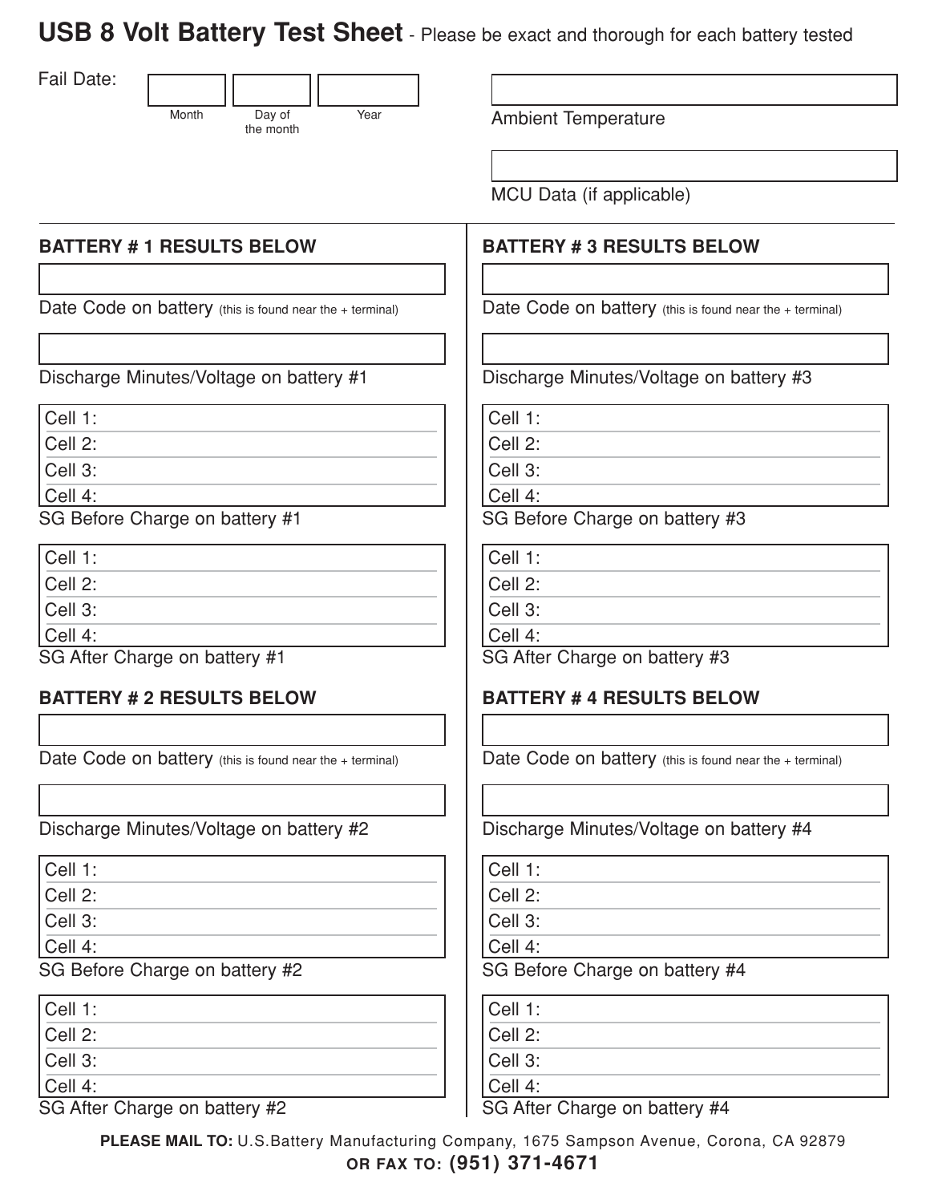# USB 8 Volt Battery Test Sheet - Please be exact and thorough for each battery tested

Fail Date:

| Month | Day of the month | Year |
|---|---|---|
| | | |

Ambient Temperature

MCU Data (if applicable)

## BATTERY # 1 RESULTS BELOW

Date Code on battery (this is found near the + terminal)

Discharge Minutes/Voltage on battery #1

Cell 1:
Cell 2:
Cell 3:
Cell 4:

SG Before Charge on battery #1

Cell 1:
Cell 2:
Cell 3:
Cell 4:

SG After Charge on battery #1

## BATTERY # 2 RESULTS BELOW

Date Code on battery (this is found near the + terminal)

Discharge Minutes/Voltage on battery #2

Cell 1:
Cell 2:
Cell 3:
Cell 4:

SG Before Charge on battery #2

Cell 1:
Cell 2:
Cell 3:
Cell 4:

SG After Charge on battery #2

## BATTERY # 3 RESULTS BELOW

Date Code on battery (this is found near the + terminal)

Discharge Minutes/Voltage on battery #3

Cell 1:
Cell 2:
Cell 3:
Cell 4:

SG Before Charge on battery #3

Cell 1:
Cell 2:
Cell 3:
Cell 4:

SG After Charge on battery #3

## BATTERY # 4 RESULTS BELOW

Date Code on battery (this is found near the + terminal)

Discharge Minutes/Voltage on battery #4

Cell 1:
Cell 2:
Cell 3:
Cell 4:

SG Before Charge on battery #4

Cell 1:
Cell 2:
Cell 3:
Cell 4:

SG After Charge on battery #4

**PLEASE MAIL TO:** U.S.Battery Manufacturing Company, 1675 Sampson Avenue, Corona, CA 92879

**OR FAX TO: (951) 371-4671**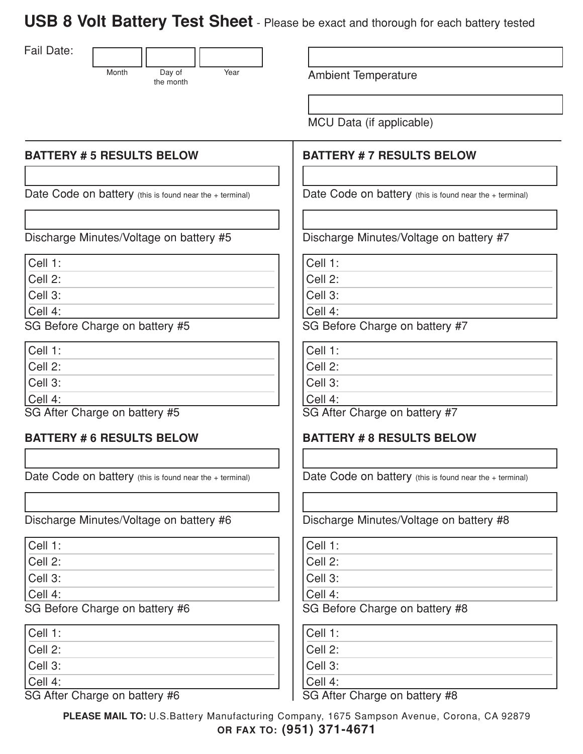# USB 8 Volt Battery Test Sheet - Please be exact and thorough for each battery tested

Fail Date:

| Month | Day of the month | Year |
|---|---|---|
| | | |

Ambient Temperature

MCU Data (if applicable)

### BATTERY # 5 RESULTS BELOW

Date Code on battery (this is found near the + terminal)

Discharge Minutes/Voltage on battery #5

Cell 1:
Cell 2:
Cell 3:
Cell 4:

SG Before Charge on battery #5

Cell 1:
Cell 2:
Cell 3:
Cell 4:

SG After Charge on battery #5

### BATTERY # 6 RESULTS BELOW

Date Code on battery (this is found near the + terminal)

Discharge Minutes/Voltage on battery #6

Cell 1:
Cell 2:
Cell 3:
Cell 4:

SG Before Charge on battery #6

Cell 1:
Cell 2:
Cell 3:
Cell 4:

SG After Charge on battery #6

### BATTERY # 7 RESULTS BELOW

Date Code on battery (this is found near the + terminal)

Discharge Minutes/Voltage on battery #7

Cell 1:
Cell 2:
Cell 3:
Cell 4:

SG Before Charge on battery #7

Cell 1:
Cell 2:
Cell 3:
Cell 4:

SG After Charge on battery #7

### BATTERY # 8 RESULTS BELOW

Date Code on battery (this is found near the + terminal)

Discharge Minutes/Voltage on battery #8

Cell 1:
Cell 2:
Cell 3:
Cell 4:

SG Before Charge on battery #8

Cell 1:
Cell 2:
Cell 3:
Cell 4:

SG After Charge on battery #8

**PLEASE MAIL TO:** U.S.Battery Manufacturing Company, 1675 Sampson Avenue, Corona, CA 92879

**OR FAX TO: (951) 371-4671**